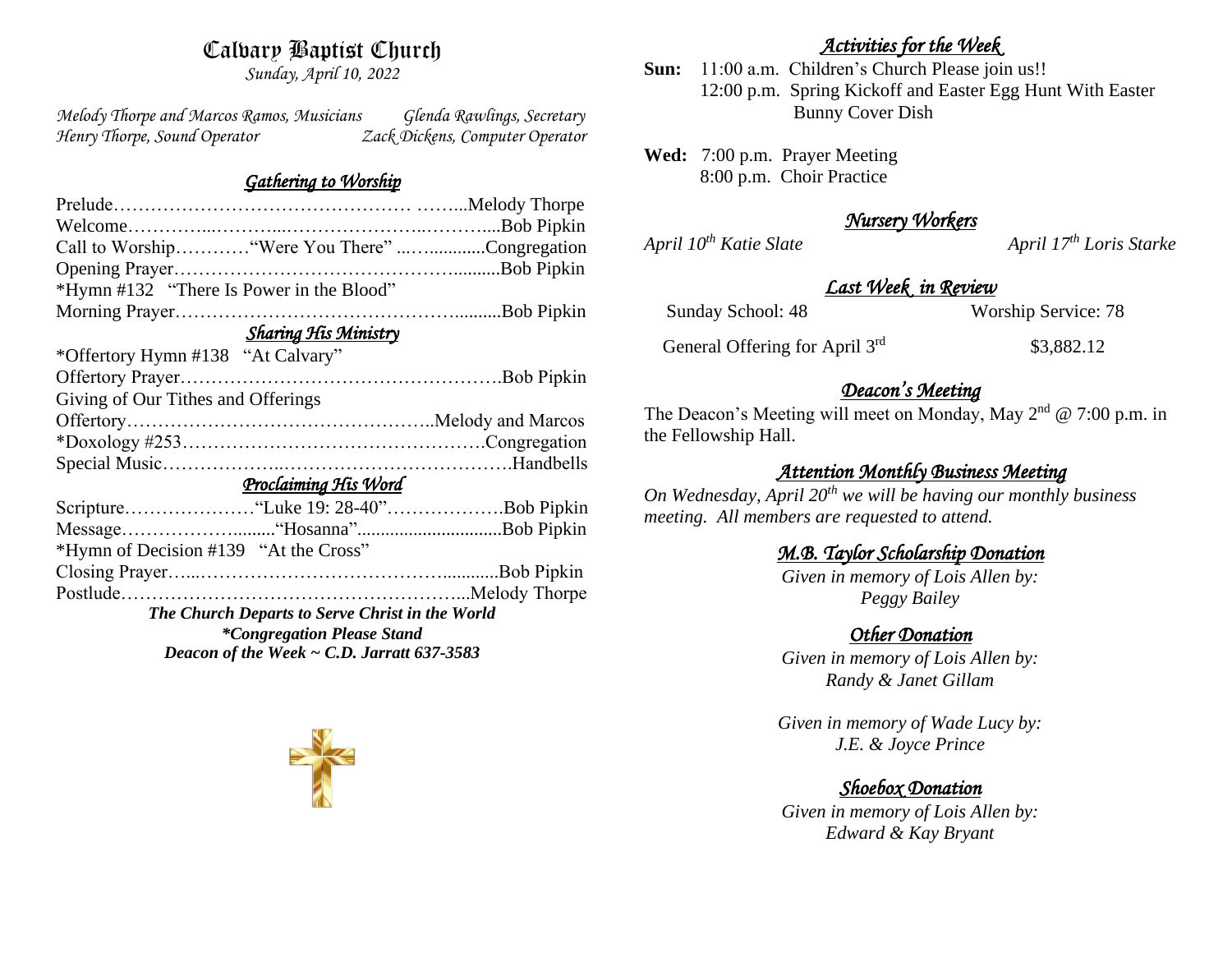# Calvary Baptist Church

*Sunday, April 10, 2022*

*Melody Thorpe and Marcos Ramos, Musicians* — *Glenda Rawlings, Secretary*
*Henry Thorpe, Sound Operator* — *Zack Dickens, Computer Operator*

## *Gathering to Worship*

Prelude……………………………………… ……...Melody Thorpe
Welcome…………...………...…………………...………....Bob Pipkin
Call to Worship…………"Were You There" ...….............Congregation
Opening Prayer………………………………………..........Bob Pipkin
*Hymn #132 "There Is Power in the Blood"
Morning Prayer………………………………………..........Bob Pipkin

## *Sharing His Ministry*

*Offertory Hymn #138 "At Calvary"
Offertory Prayer…………………………………………….Bob Pipkin
Giving of Our Tithes and Offerings
Offertory…………………………………………..Melody and Marcos
*Doxology #253………………………………………….Congregation
Special Music………………..……………………………….Handbells

## *Proclaiming His Word*

Scripture…………………"Luke 19: 28-40"……………….Bob Pipkin
Message……………….........."Hosanna"..............................Bob Pipkin
*Hymn of Decision #139 "At the Cross"
Closing Prayer…...…………………………………............Bob Pipkin
Postlude………………………………………………...Melody Thorpe

***The Church Departs to Serve Christ in the World***
***\*Congregation Please Stand***
***Deacon of the Week ~ C.D. Jarratt 637-3583***

## *Activities for the Week*

**Sun:** 11:00 a.m. Children's Church Please join us!!
12:00 p.m. Spring Kickoff and Easter Egg Hunt With Easter Bunny Cover Dish

**Wed:** 7:00 p.m. Prayer Meeting
8:00 p.m. Choir Practice

## *Nursery Workers*

*April 10th Katie Slate* — *April 17th Loris Starke*

## *Last Week in Review*

Sunday School: 48 — Worship Service: 78

General Offering for April 3rd — $3,882.12

## *Deacon's Meeting*

The Deacon's Meeting will meet on Monday, May 2nd @ 7:00 p.m. in the Fellowship Hall.

## *Attention Monthly Business Meeting*

*On Wednesday, April 20th we will be having our monthly business meeting. All members are requested to attend.*

## *M.B. Taylor Scholarship Donation*

*Given in memory of Lois Allen by:*
*Peggy Bailey*

## *Other Donation*

*Given in memory of Lois Allen by:*
*Randy & Janet Gillam*

*Given in memory of Wade Lucy by:*
*J.E. & Joyce Prince*

## *Shoebox Donation*

*Given in memory of Lois Allen by:*
*Edward & Kay Bryant*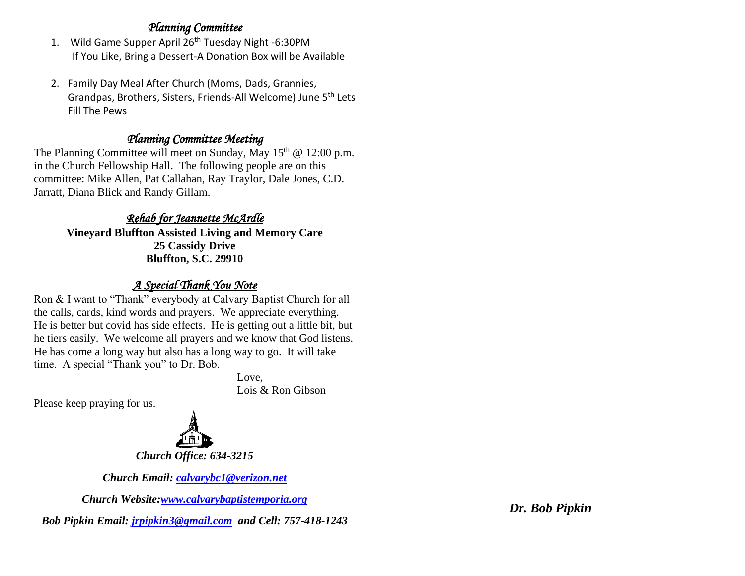## *Planning Committee*

1. Wild Game Supper April 26th Tuesday Night -6:30PM
   If You Like, Bring a Dessert-A Donation Box will be Available

2. Family Day Meal After Church (Moms, Dads, Grannies, Grandpas, Brothers, Sisters, Friends-All Welcome) June 5th Lets Fill The Pews

## *Planning Committee Meeting*

The Planning Committee will meet on Sunday, May 15th @ 12:00 p.m. in the Church Fellowship Hall. The following people are on this committee: Mike Allen, Pat Callahan, Ray Traylor, Dale Jones, C.D. Jarratt, Diana Blick and Randy Gillam.

## *Rehab for Jeannette McArdle*

**Vineyard Bluffton Assisted Living and Memory Care**
**25 Cassidy Drive**
**Bluffton, S.C. 29910**

## *A Special Thank You Note*

Ron & I want to "Thank" everybody at Calvary Baptist Church for all the calls, cards, kind words and prayers. We appreciate everything. He is better but covid has side effects. He is getting out a little bit, but he tiers easily. We welcome all prayers and we know that God listens. He has come a long way but also has a long way to go. It will take time. A special "Thank you" to Dr. Bob.

Love,
Lois & Ron Gibson

Please keep praying for us.

***Church Office: 634-3215***

***Church Email: calvarybc1@verizon.net***

***Church Website:www.calvarybaptistemporia.org***

***Bob Pipkin Email: jrpipkin3@gmail.com and Cell: 757-418-1243***

***Dr. Bob Pipkin***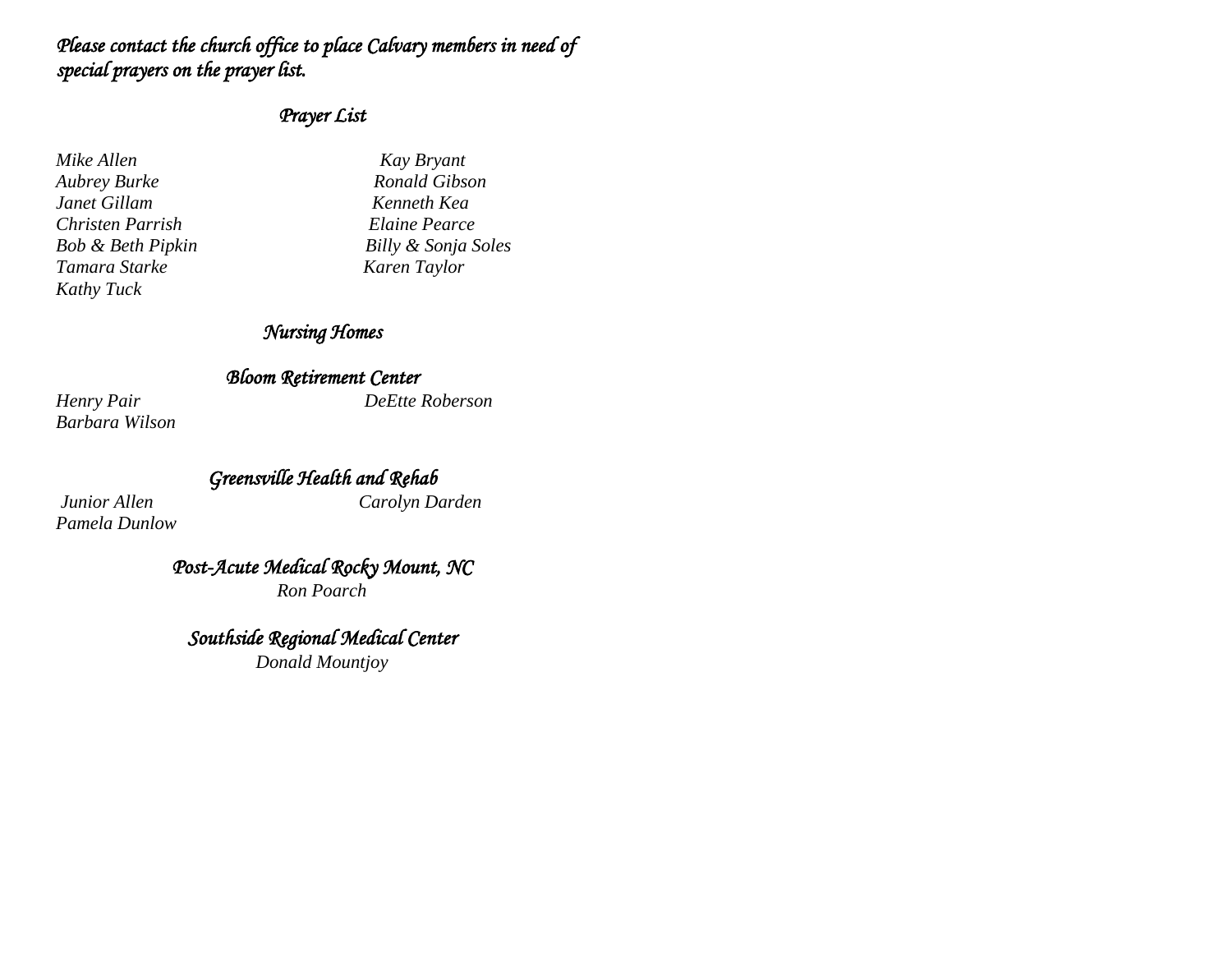*Please contact the church office to place Calvary members in need of special prayers on the prayer list.*

## *Prayer List*

*Mike Allen*
*Kay Bryant*
*Aubrey Burke*
*Ronald Gibson*
*Janet Gillam*
*Kenneth Kea*
*Christen Parrish*
*Elaine Pearce*
*Bob & Beth Pipkin*
*Billy & Sonja Soles*
*Tamara Starke*
*Karen Taylor*
*Kathy Tuck*

## *Nursing Homes*

### *Bloom Retirement Center*

*Henry Pair*
*DeEtte Roberson*
*Barbara Wilson*

### *Greensville Health and Rehab*

*Junior Allen*
*Carolyn Darden*
*Pamela Dunlow*

### *Post-Acute Medical Rocky Mount, NC*

*Ron Poarch*

### *Southside Regional Medical Center*

*Donald Mountjoy*